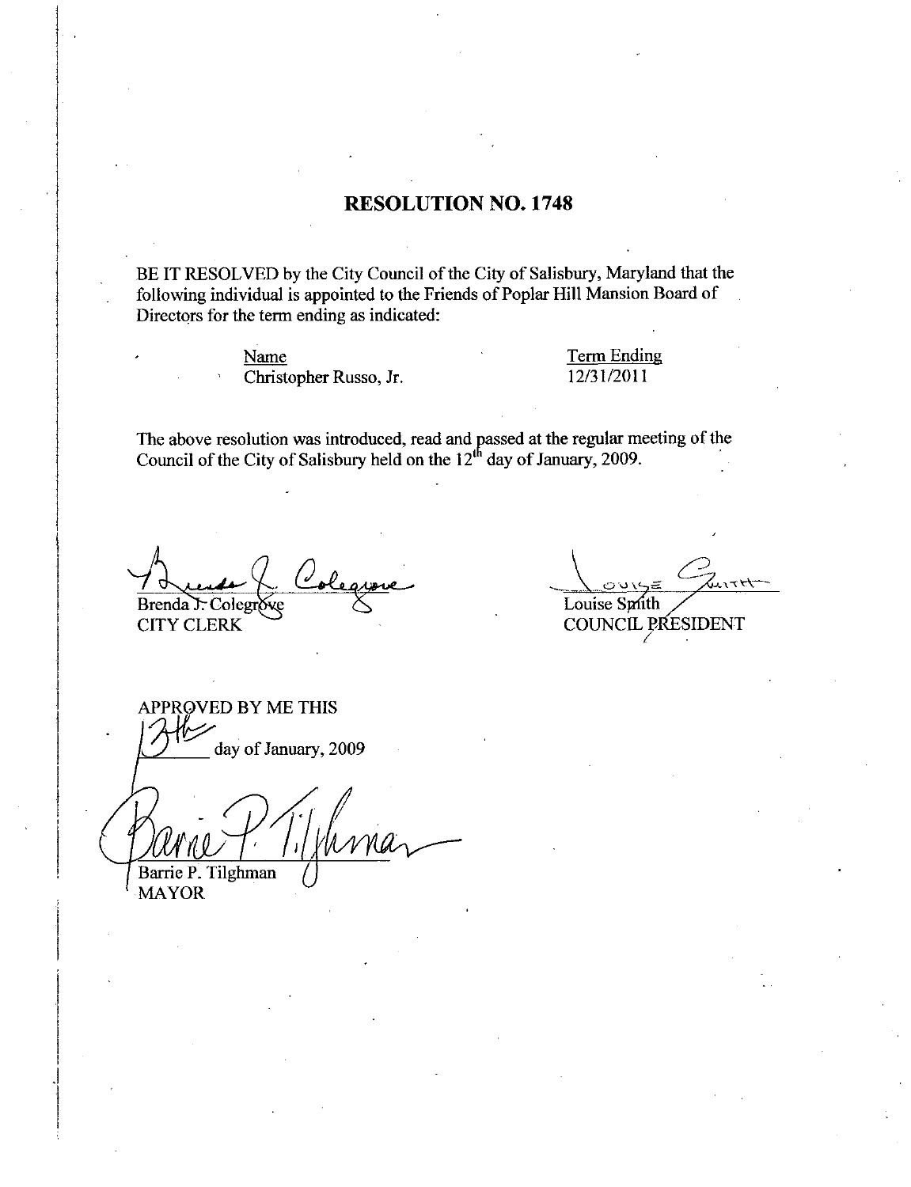# RESOLUTION NO. 1748

BE IT RESOLVED by the City Council of the City of Salisbury, Maryland that the following individual is appointed to the Friends of Poplar Hill Mansion Board of Directors for the term ending as indicated:

| Name | Term Ending |
|---|---|
| Christopher Russo, Jr. | 12/31/2011 |

The above resolution was introduced, read and passed at the regular meeting of the Council of the City of Salisbury held on the 12th day of January, 2009.

Brenda J. Colegrove
CITY CLERK

Louise Smith
COUNCIL PRESIDENT

APPROVED BY ME THIS
13th day of January, 2009

Barrie P. Tilghman
MAYOR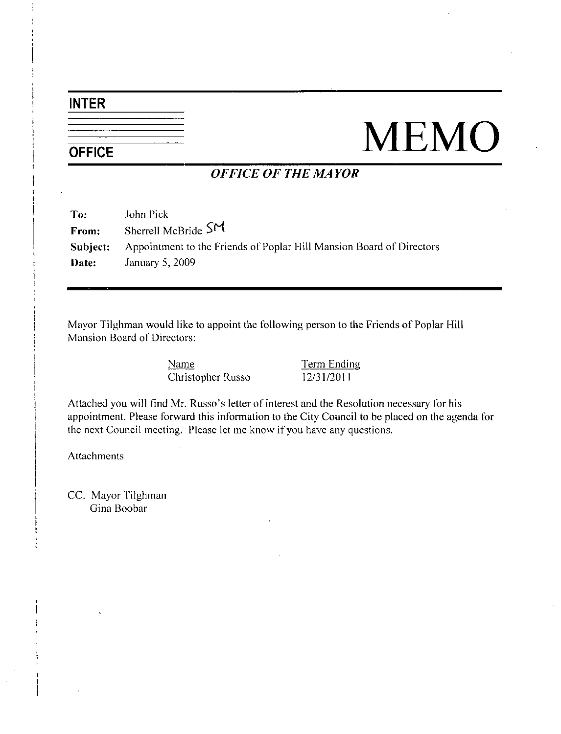# INTER OFFICE MEMO

## *OFFICE OF THE MAYOR*

**To:** John Pick

**From:** Sherrell McBride SM

**Subject:** Appointment to the Friends of Poplar Hill Mansion Board of Directors

**Date:** January 5, 2009

---

Mayor Tilghman would like to appoint the following person to the Friends of Poplar Hill Mansion Board of Directors:

| Name | Term Ending |
| --- | --- |
| Christopher Russo | 12/31/2011 |

Attached you will find Mr. Russo's letter of interest and the Resolution necessary for his appointment. Please forward this information to the City Council to be placed on the agenda for the next Council meeting. Please let me know if you have any questions.

Attachments

CC: Mayor Tilghman
Gina Boobar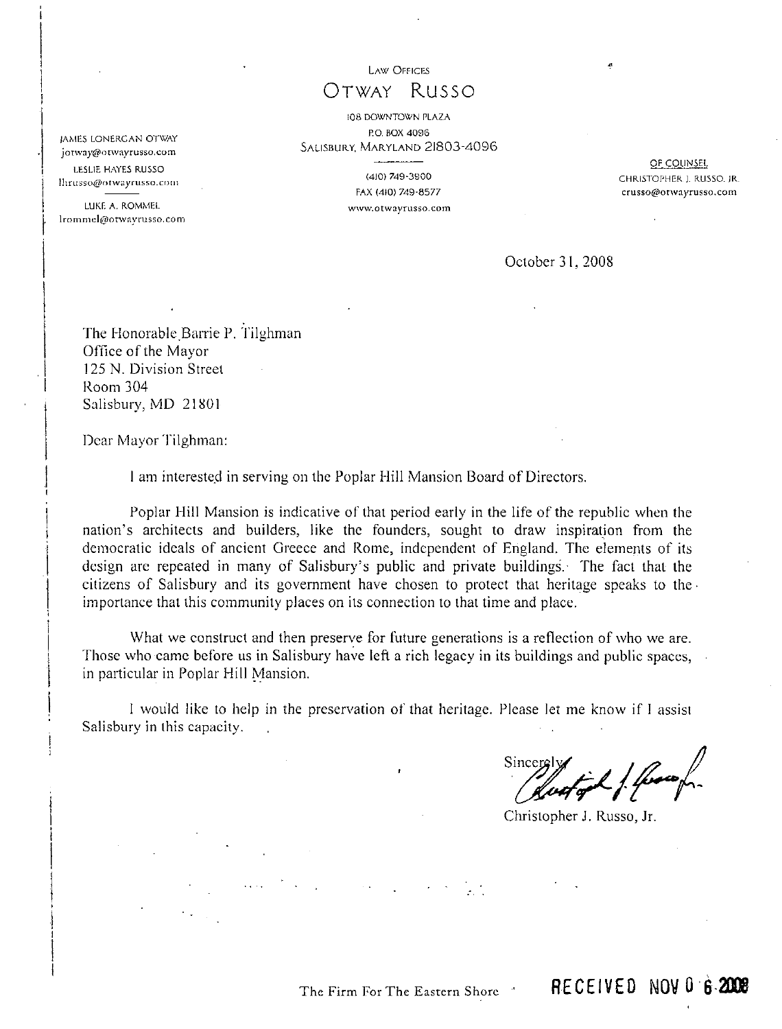LAW OFFICES

# OTWAY RUSSO

108 DOWNTOWN PLAZA
P.O. BOX 4096
SALISBURY, MARYLAND 21803-4096

(410) 749-3900
FAX (410) 749-8577
www.otwayrusso.com

JAMES LONERGAN OTWAY
jotway@otwayrusso.com

LESLIE HAYES RUSSO
lhrusso@otwayrusso.com

LUKE A. ROMMEL
lrommel@otwayrusso.com

OF COUNSEL
CHRISTOPHER J. RUSSO, JR.
crusso@otwayrusso.com

October 31, 2008

The Honorable Barrie P. Tilghman
Office of the Mayor
125 N. Division Street
Room 304
Salisbury, MD 21801

Dear Mayor Tilghman:

I am interested in serving on the Poplar Hill Mansion Board of Directors.

Poplar Hill Mansion is indicative of that period early in the life of the republic when the nation's architects and builders, like the founders, sought to draw inspiration from the democratic ideals of ancient Greece and Rome, independent of England. The elements of its design are repeated in many of Salisbury's public and private buildings. The fact that the citizens of Salisbury and its government have chosen to protect that heritage speaks to the importance that this community places on its connection to that time and place.

What we construct and then preserve for future generations is a reflection of who we are. Those who came before us in Salisbury have left a rich legacy in its buildings and public spaces, in particular in Poplar Hill Mansion.

I would like to help in the preservation of that heritage. Please let me know if I assist Salisbury in this capacity.

Sincerely,

Christopher J. Russo, Jr.

The Firm For The Eastern Shore

RECEIVED NOV 06 2008